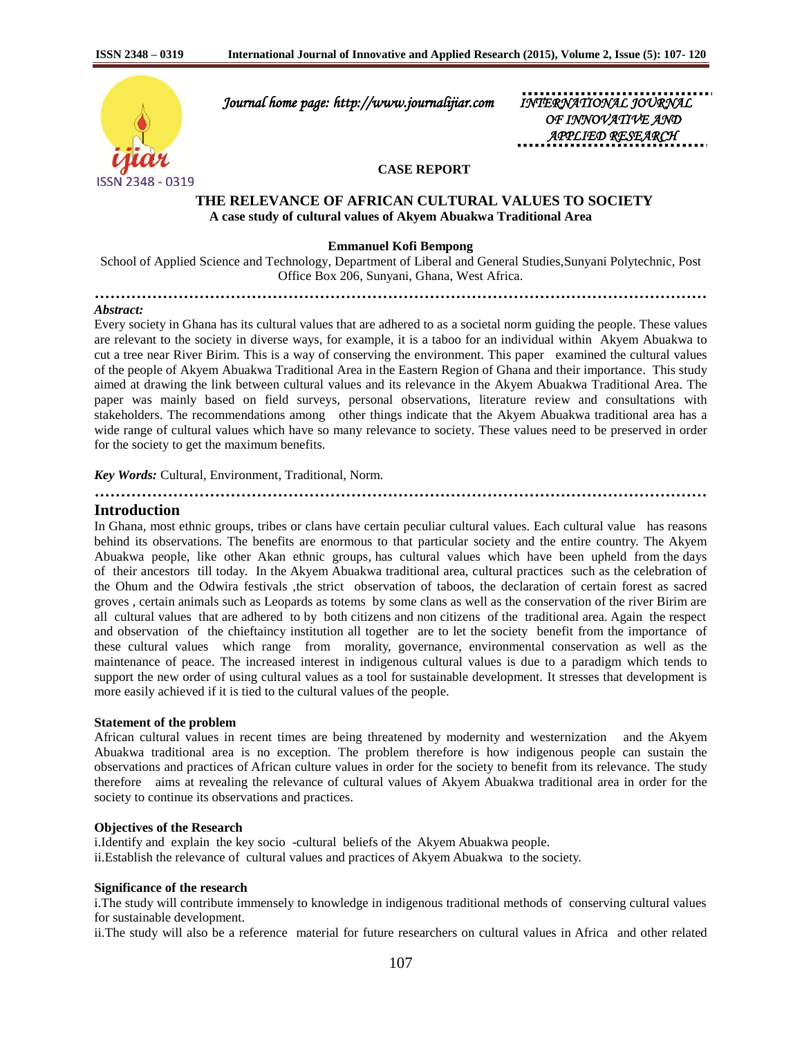Journal home page: http://www.journalijiar.com

INTERNATIONAL JOURNAL OF INNOVATIVE AND APPLIED RESEARCH

**CASE REPORT**

# THE RELEVANCE OF AFRICAN CULTURAL VALUES TO SOCIETY

**A case study of cultural values of Akyem Abuakwa Traditional Area**

**Emmanuel Kofi Bempong**

School of Applied Science and Technology, Department of Liberal and General Studies,Sunyani Polytechnic, Post Office Box 206, Sunyani, Ghana, West Africa.

***Abstract:***

Every society in Ghana has its cultural values that are adhered to as a societal norm guiding the people. These values are relevant to the society in diverse ways, for example, it is a taboo for an individual within Akyem Abuakwa to cut a tree near River Birim. This is a way of conserving the environment. This paper examined the cultural values of the people of Akyem Abuakwa Traditional Area in the Eastern Region of Ghana and their importance. This study aimed at drawing the link between cultural values and its relevance in the Akyem Abuakwa Traditional Area. The paper was mainly based on field surveys, personal observations, literature review and consultations with stakeholders. The recommendations among other things indicate that the Akyem Abuakwa traditional area has a wide range of cultural values which have so many relevance to society. These values need to be preserved in order for the society to get the maximum benefits.

***Key Words:*** Cultural, Environment, Traditional, Norm.

## Introduction

In Ghana, most ethnic groups, tribes or clans have certain peculiar cultural values. Each cultural value has reasons behind its observations. The benefits are enormous to that particular society and the entire country. The Akyem Abuakwa people, like other Akan ethnic groups, has cultural values which have been upheld from the days of their ancestors till today. In the Akyem Abuakwa traditional area, cultural practices such as the celebration of the Ohum and the Odwira festivals ,the strict observation of taboos, the declaration of certain forest as sacred groves , certain animals such as Leopards as totems by some clans as well as the conservation of the river Birim are all cultural values that are adhered to by both citizens and non citizens of the traditional area. Again the respect and observation of the chieftaincy institution all together are to let the society benefit from the importance of these cultural values which range from morality, governance, environmental conservation as well as the maintenance of peace. The increased interest in indigenous cultural values is due to a paradigm which tends to support the new order of using cultural values as a tool for sustainable development. It stresses that development is more easily achieved if it is tied to the cultural values of the people.

### Statement of the problem

African cultural values in recent times are being threatened by modernity and westernization and the Akyem Abuakwa traditional area is no exception. The problem therefore is how indigenous people can sustain the observations and practices of African culture values in order for the society to benefit from its relevance. The study therefore aims at revealing the relevance of cultural values of Akyem Abuakwa traditional area in order for the society to continue its observations and practices.

### Objectives of the Research

i.Identify and explain the key socio -cultural beliefs of the Akyem Abuakwa people.
ii.Establish the relevance of cultural values and practices of Akyem Abuakwa to the society.

### Significance of the research

i.The study will contribute immensely to knowledge in indigenous traditional methods of conserving cultural values for sustainable development.
ii.The study will also be a reference material for future researchers on cultural values in Africa and other related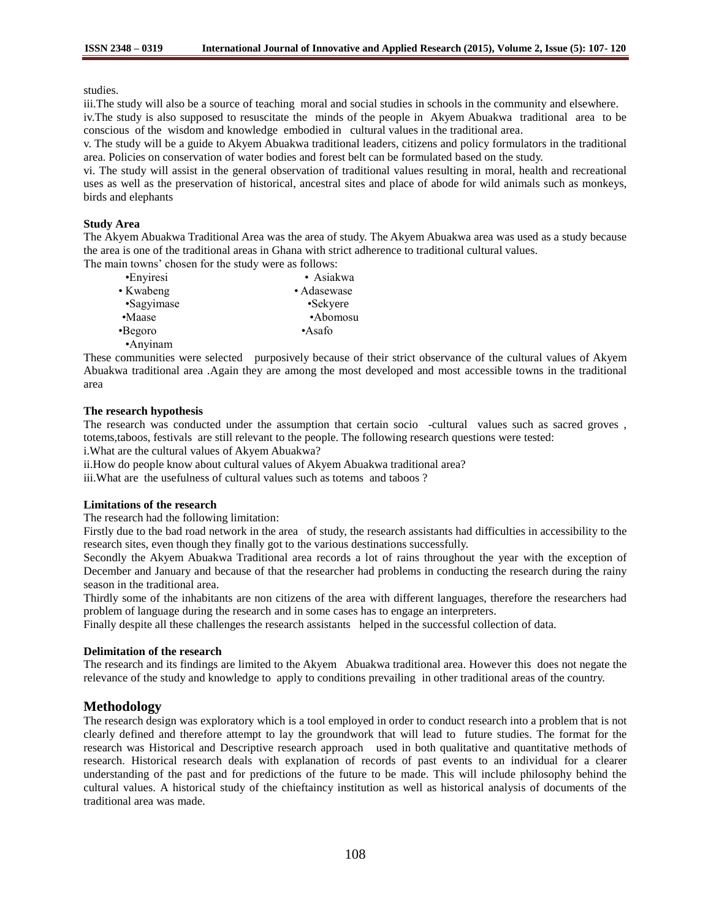studies.

iii.The study will also be a source of teaching moral and social studies in schools in the community and elsewhere.

iv.The study is also supposed to resuscitate the minds of the people in Akyem Abuakwa traditional area to be conscious of the wisdom and knowledge embodied in cultural values in the traditional area.

v. The study will be a guide to Akyem Abuakwa traditional leaders, citizens and policy formulators in the traditional area. Policies on conservation of water bodies and forest belt can be formulated based on the study.

vi. The study will assist in the general observation of traditional values resulting in moral, health and recreational uses as well as the preservation of historical, ancestral sites and place of abode for wild animals such as monkeys, birds and elephants

**Study Area**

The Akyem Abuakwa Traditional Area was the area of study. The Akyem Abuakwa area was used as a study because the area is one of the traditional areas in Ghana with strict adherence to traditional cultural values.

The main towns' chosen for the study were as follows:

- Enyiresi
- Asiakwa
- Kwabeng
- Adasewase
- Sagyimase
- Sekyere
- Maase
- Abomosu
- Begoro
- Asafo
- Anyinam

These communities were selected purposively because of their strict observance of the cultural values of Akyem Abuakwa traditional area .Again they are among the most developed and most accessible towns in the traditional area

**The research hypothesis**

The research was conducted under the assumption that certain socio -cultural values such as sacred groves , totems,taboos, festivals are still relevant to the people. The following research questions were tested:

i.What are the cultural values of Akyem Abuakwa?

ii.How do people know about cultural values of Akyem Abuakwa traditional area?

iii.What are the usefulness of cultural values such as totems and taboos ?

**Limitations of the research**

The research had the following limitation:

Firstly due to the bad road network in the area of study, the research assistants had difficulties in accessibility to the research sites, even though they finally got to the various destinations successfully.

Secondly the Akyem Abuakwa Traditional area records a lot of rains throughout the year with the exception of December and January and because of that the researcher had problems in conducting the research during the rainy season in the traditional area.

Thirdly some of the inhabitants are non citizens of the area with different languages, therefore the researchers had problem of language during the research and in some cases has to engage an interpreters.

Finally despite all these challenges the research assistants helped in the successful collection of data.

**Delimitation of the research**

The research and its findings are limited to the Akyem Abuakwa traditional area. However this does not negate the relevance of the study and knowledge to apply to conditions prevailing in other traditional areas of the country.

## Methodology

The research design was exploratory which is a tool employed in order to conduct research into a problem that is not clearly defined and therefore attempt to lay the groundwork that will lead to future studies. The format for the research was Historical and Descriptive research approach used in both qualitative and quantitative methods of research. Historical research deals with explanation of records of past events to an individual for a clearer understanding of the past and for predictions of the future to be made. This will include philosophy behind the cultural values. A historical study of the chieftaincy institution as well as historical analysis of documents of the traditional area was made.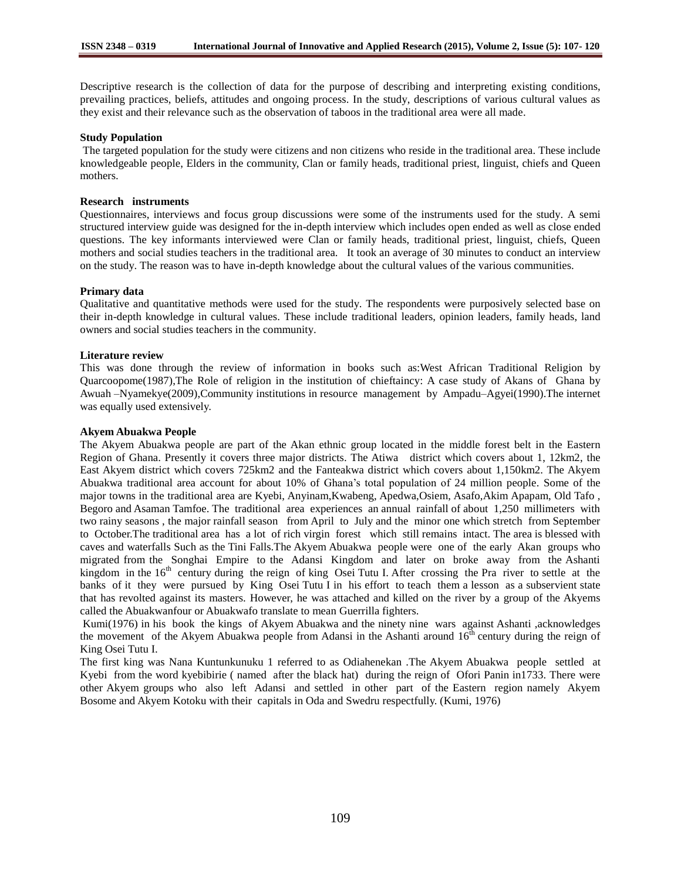Descriptive research is the collection of data for the purpose of describing and interpreting existing conditions, prevailing practices, beliefs, attitudes and ongoing process. In the study, descriptions of various cultural values as they exist and their relevance such as the observation of taboos in the traditional area were all made.

**Study Population**

The targeted population for the study were citizens and non citizens who reside in the traditional area. These include knowledgeable people, Elders in the community, Clan or family heads, traditional priest, linguist, chiefs and Queen mothers.

**Research instruments**

Questionnaires, interviews and focus group discussions were some of the instruments used for the study. A semi structured interview guide was designed for the in-depth interview which includes open ended as well as close ended questions. The key informants interviewed were Clan or family heads, traditional priest, linguist, chiefs, Queen mothers and social studies teachers in the traditional area. It took an average of 30 minutes to conduct an interview on the study. The reason was to have in-depth knowledge about the cultural values of the various communities.

**Primary data**

Qualitative and quantitative methods were used for the study. The respondents were purposively selected base on their in-depth knowledge in cultural values. These include traditional leaders, opinion leaders, family heads, land owners and social studies teachers in the community.

**Literature review**

This was done through the review of information in books such as:West African Traditional Religion by Quarcoopome(1987),The Role of religion in the institution of chieftaincy: A case study of Akans of Ghana by Awuah –Nyamekye(2009),Community institutions in resource management by Ampadu–Agyei(1990).The internet was equally used extensively.

**Akyem Abuakwa People**

The Akyem Abuakwa people are part of the Akan ethnic group located in the middle forest belt in the Eastern Region of Ghana. Presently it covers three major districts. The Atiwa district which covers about 1, 12km2, the East Akyem district which covers 725km2 and the Fanteakwa district which covers about 1,150km2. The Akyem Abuakwa traditional area account for about 10% of Ghana's total population of 24 million people. Some of the major towns in the traditional area are Kyebi, Anyinam,Kwabeng, Apedwa,Osiem, Asafo,Akim Apapam, Old Tafo , Begoro and Asaman Tamfoe. The traditional area experiences an annual rainfall of about 1,250 millimeters with two rainy seasons , the major rainfall season from April to July and the minor one which stretch from September to October.The traditional area has a lot of rich virgin forest which still remains intact. The area is blessed with caves and waterfalls Such as the Tini Falls.The Akyem Abuakwa people were one of the early Akan groups who migrated from the Songhai Empire to the Adansi Kingdom and later on broke away from the Ashanti kingdom in the 16th century during the reign of king Osei Tutu I. After crossing the Pra river to settle at the banks of it they were pursued by King Osei Tutu I in his effort to teach them a lesson as a subservient state that has revolted against its masters. However, he was attached and killed on the river by a group of the Akyems called the Abuakwanfour or Abuakwafo translate to mean Guerrilla fighters.

Kumi(1976) in his book the kings of Akyem Abuakwa and the ninety nine wars against Ashanti ,acknowledges the movement of the Akyem Abuakwa people from Adansi in the Ashanti around 16th century during the reign of King Osei Tutu I.

The first king was Nana Kuntunkunuku 1 referred to as Odiahenekan .The Akyem Abuakwa people settled at Kyebi from the word kyebibirie ( named after the black hat) during the reign of Ofori Panin in1733. There were other Akyem groups who also left Adansi and settled in other part of the Eastern region namely Akyem Bosome and Akyem Kotoku with their capitals in Oda and Swedru respectfully. (Kumi, 1976)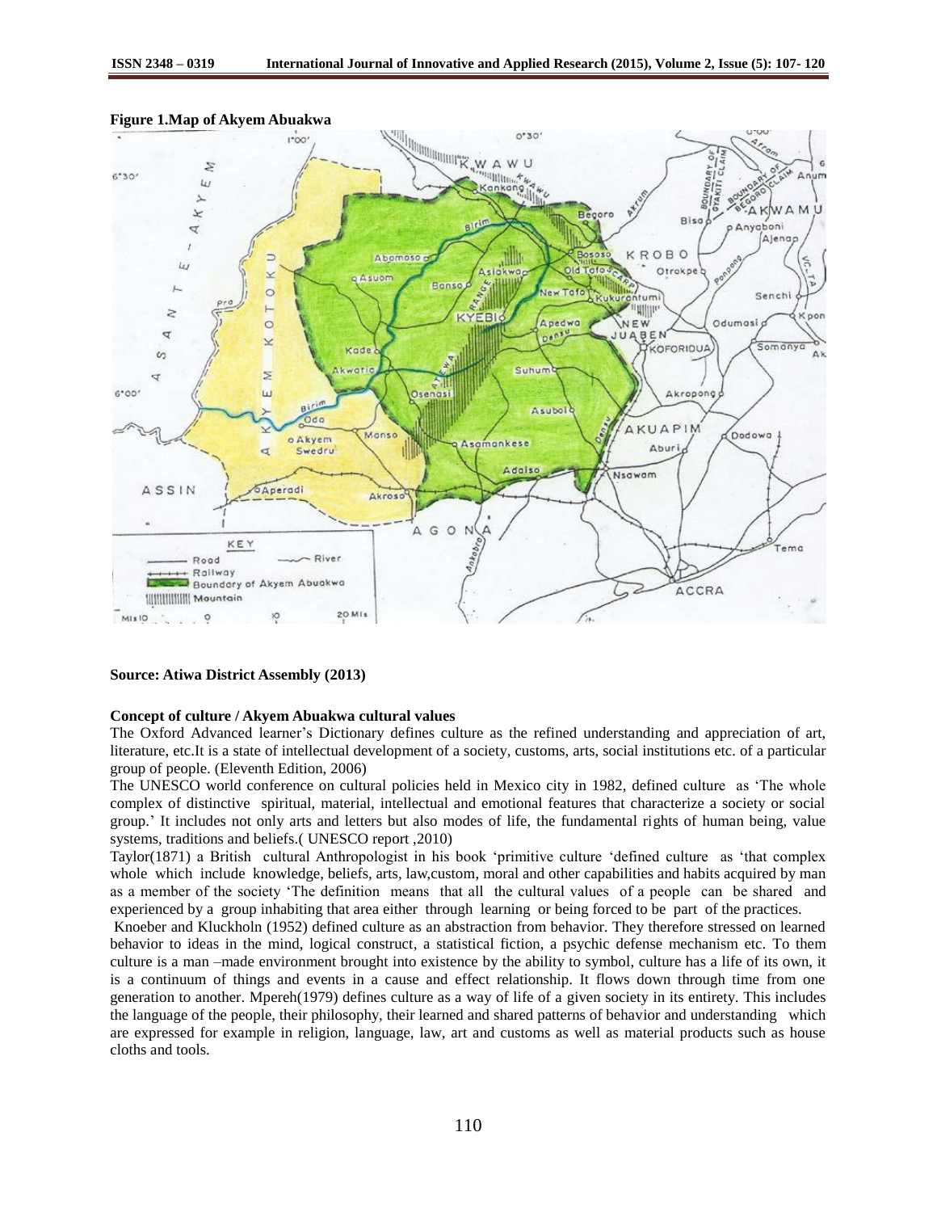**Figure 1.Map of Akyem Abuakwa**

**Source: Atiwa District Assembly (2013)**

**Concept of culture / Akyem Abuakwa cultural values**

The Oxford Advanced learner's Dictionary defines culture as the refined understanding and appreciation of art, literature, etc.It is a state of intellectual development of a society, customs, arts, social institutions etc. of a particular group of people. (Eleventh Edition, 2006)

The UNESCO world conference on cultural policies held in Mexico city in 1982, defined culture as 'The whole complex of distinctive spiritual, material, intellectual and emotional features that characterize a society or social group.' It includes not only arts and letters but also modes of life, the fundamental rights of human being, value systems, traditions and beliefs.( UNESCO report ,2010)

Taylor(1871) a British cultural Anthropologist in his book 'primitive culture 'defined culture as 'that complex whole which include knowledge, beliefs, arts, law,custom, moral and other capabilities and habits acquired by man as a member of the society 'The definition means that all the cultural values of a people can be shared and experienced by a group inhabiting that area either through learning or being forced to be part of the practices.

Knoeber and Kluckholn (1952) defined culture as an abstraction from behavior. They therefore stressed on learned behavior to ideas in the mind, logical construct, a statistical fiction, a psychic defense mechanism etc. To them culture is a man –made environment brought into existence by the ability to symbol, culture has a life of its own, it is a continuum of things and events in a cause and effect relationship. It flows down through time from one generation to another. Mpereh(1979) defines culture as a way of life of a given society in its entirety. This includes the language of the people, their philosophy, their learned and shared patterns of behavior and understanding which are expressed for example in religion, language, law, art and customs as well as material products such as house cloths and tools.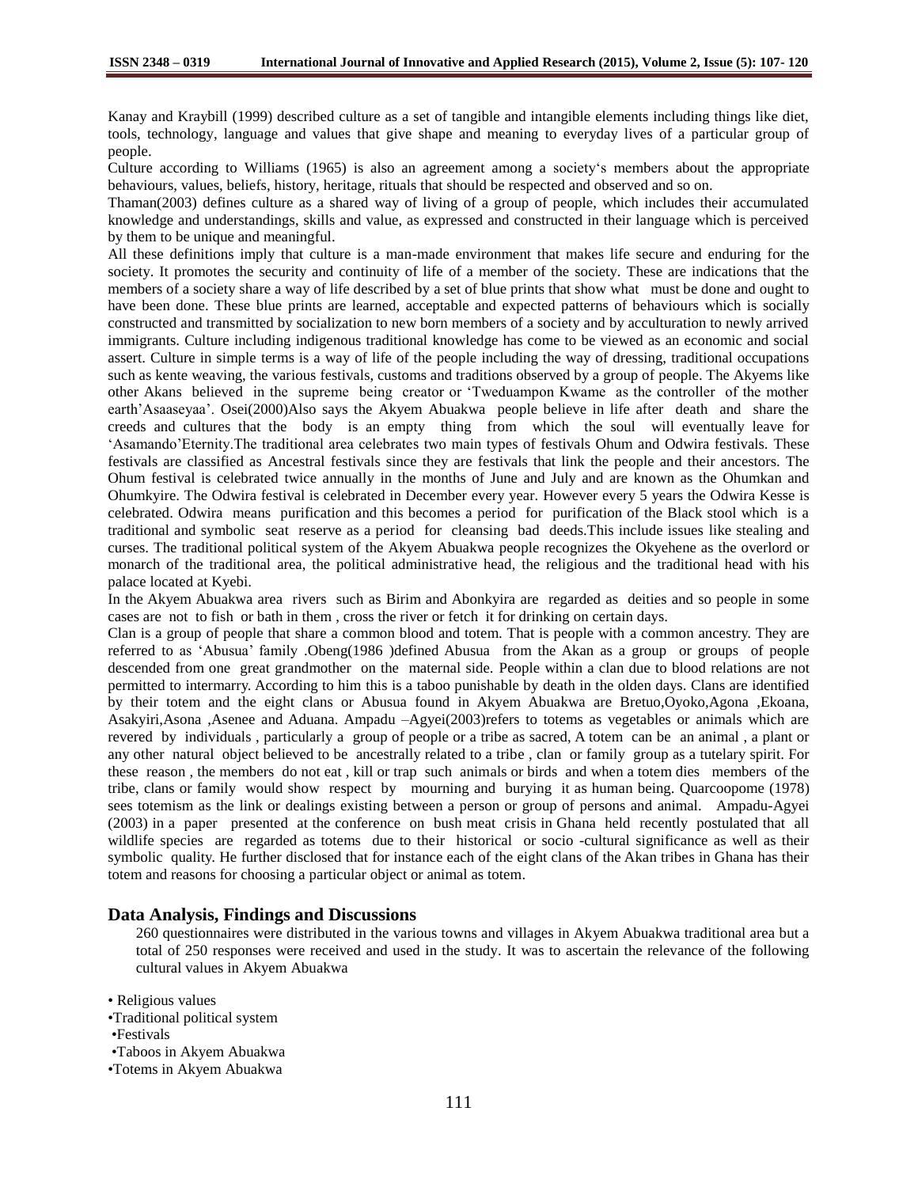Kanay and Kraybill (1999) described culture as a set of tangible and intangible elements including things like diet, tools, technology, language and values that give shape and meaning to everyday lives of a particular group of people.

Culture according to Williams (1965) is also an agreement among a society's members about the appropriate behaviours, values, beliefs, history, heritage, rituals that should be respected and observed and so on.

Thaman(2003) defines culture as a shared way of living of a group of people, which includes their accumulated knowledge and understandings, skills and value, as expressed and constructed in their language which is perceived by them to be unique and meaningful.

All these definitions imply that culture is a man-made environment that makes life secure and enduring for the society. It promotes the security and continuity of life of a member of the society. These are indications that the members of a society share a way of life described by a set of blue prints that show what must be done and ought to have been done. These blue prints are learned, acceptable and expected patterns of behaviours which is socially constructed and transmitted by socialization to new born members of a society and by acculturation to newly arrived immigrants. Culture including indigenous traditional knowledge has come to be viewed as an economic and social assert. Culture in simple terms is a way of life of the people including the way of dressing, traditional occupations such as kente weaving, the various festivals, customs and traditions observed by a group of people. The Akyems like other Akans believed in the supreme being creator or 'Tweduampon Kwame as the controller of the mother earth'Asaaseyaa'. Osei(2000)Also says the Akyem Abuakwa people believe in life after death and share the creeds and cultures that the body is an empty thing from which the soul will eventually leave for 'Asamando'Eternity.The traditional area celebrates two main types of festivals Ohum and Odwira festivals. These festivals are classified as Ancestral festivals since they are festivals that link the people and their ancestors. The Ohum festival is celebrated twice annually in the months of June and July and are known as the Ohumkan and Ohumkyire. The Odwira festival is celebrated in December every year. However every 5 years the Odwira Kesse is celebrated. Odwira means purification and this becomes a period for purification of the Black stool which is a traditional and symbolic seat reserve as a period for cleansing bad deeds.This include issues like stealing and curses. The traditional political system of the Akyem Abuakwa people recognizes the Okyehene as the overlord or monarch of the traditional area, the political administrative head, the religious and the traditional head with his palace located at Kyebi.

In the Akyem Abuakwa area rivers such as Birim and Abonkyira are regarded as deities and so people in some cases are not to fish or bath in them , cross the river or fetch it for drinking on certain days.

Clan is a group of people that share a common blood and totem. That is people with a common ancestry. They are referred to as 'Abusua' family .Obeng(1986 )defined Abusua from the Akan as a group or groups of people descended from one great grandmother on the maternal side. People within a clan due to blood relations are not permitted to intermarry. According to him this is a taboo punishable by death in the olden days. Clans are identified by their totem and the eight clans or Abusua found in Akyem Abuakwa are Bretuo,Oyoko,Agona ,Ekoana, Asakyiri,Asona ,Asenee and Aduana. Ampadu –Agyei(2003)refers to totems as vegetables or animals which are revered by individuals , particularly a group of people or a tribe as sacred, A totem can be an animal , a plant or any other natural object believed to be ancestrally related to a tribe , clan or family group as a tutelary spirit. For these reason , the members do not eat , kill or trap such animals or birds and when a totem dies members of the tribe, clans or family would show respect by mourning and burying it as human being. Quarcoopome (1978) sees totemism as the link or dealings existing between a person or group of persons and animal. Ampadu-Agyei (2003) in a paper presented at the conference on bush meat crisis in Ghana held recently postulated that all wildlife species are regarded as totems due to their historical or socio -cultural significance as well as their symbolic quality. He further disclosed that for instance each of the eight clans of the Akan tribes in Ghana has their totem and reasons for choosing a particular object or animal as totem.

## Data Analysis, Findings and Discussions

260 questionnaires were distributed in the various towns and villages in Akyem Abuakwa traditional area but a total of 250 responses were received and used in the study. It was to ascertain the relevance of the following cultural values in Akyem Abuakwa

- Religious values
- Traditional political system
- Festivals
- Taboos in Akyem Abuakwa
- Totems in Akyem Abuakwa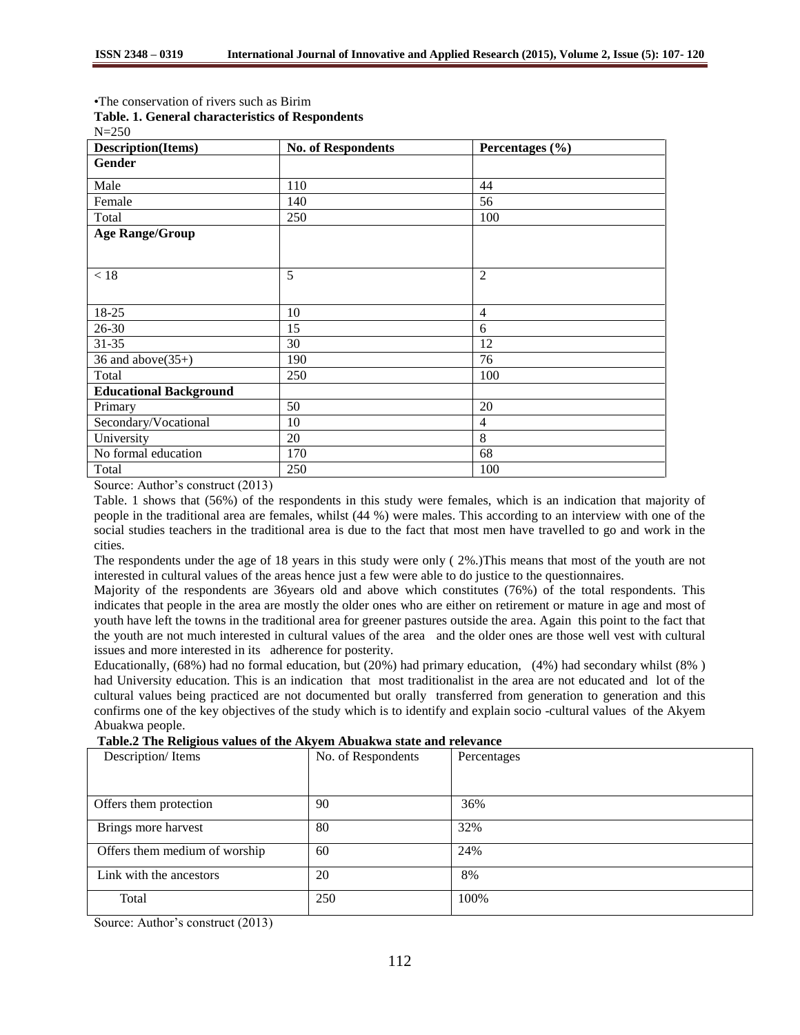•The conservation of rivers such as Birim

**Table. 1. General characteristics of Respondents**

N=250

| **Description(Items)** | **No. of Respondents** | **Percentages (%)** |
|---|---|---|
| **Gender** | | |
| Male | 110 | 44 |
| Female | 140 | 56 |
| Total | 250 | 100 |
| **Age Range/Group** | | |
| < 18 | 5 | 2 |
| 18-25 | 10 | 4 |
| 26-30 | 15 | 6 |
| 31-35 | 30 | 12 |
| 36 and above(35+) | 190 | 76 |
| Total | 250 | 100 |
| **Educational Background** | | |
| Primary | 50 | 20 |
| Secondary/Vocational | 10 | 4 |
| University | 20 | 8 |
| No formal education | 170 | 68 |
| Total | 250 | 100 |

Source: Author's construct (2013)

Table. 1 shows that (56%) of the respondents in this study were females, which is an indication that majority of people in the traditional area are females, whilst (44 %) were males. This according to an interview with one of the social studies teachers in the traditional area is due to the fact that most men have travelled to go and work in the cities.

The respondents under the age of 18 years in this study were only ( 2%.)This means that most of the youth are not interested in cultural values of the areas hence just a few were able to do justice to the questionnaires.

Majority of the respondents are 36years old and above which constitutes (76%) of the total respondents. This indicates that people in the area are mostly the older ones who are either on retirement or mature in age and most of youth have left the towns in the traditional area for greener pastures outside the area. Again this point to the fact that the youth are not much interested in cultural values of the area and the older ones are those well vest with cultural issues and more interested in its adherence for posterity.

Educationally, (68%) had no formal education, but (20%) had primary education, (4%) had secondary whilst (8% ) had University education. This is an indication that most traditionalist in the area are not educated and lot of the cultural values being practiced are not documented but orally transferred from generation to generation and this confirms one of the key objectives of the study which is to identify and explain socio -cultural values of the Akyem Abuakwa people.

**Table.2 The Religious values of the Akyem Abuakwa state and relevance**

| Description/ Items | No. of Respondents | Percentages |
|---|---|---|
| Offers them protection | 90 | 36% |
| Brings more harvest | 80 | 32% |
| Offers them medium of worship | 60 | 24% |
| Link with the ancestors | 20 | 8% |
| Total | 250 | 100% |

Source: Author's construct (2013)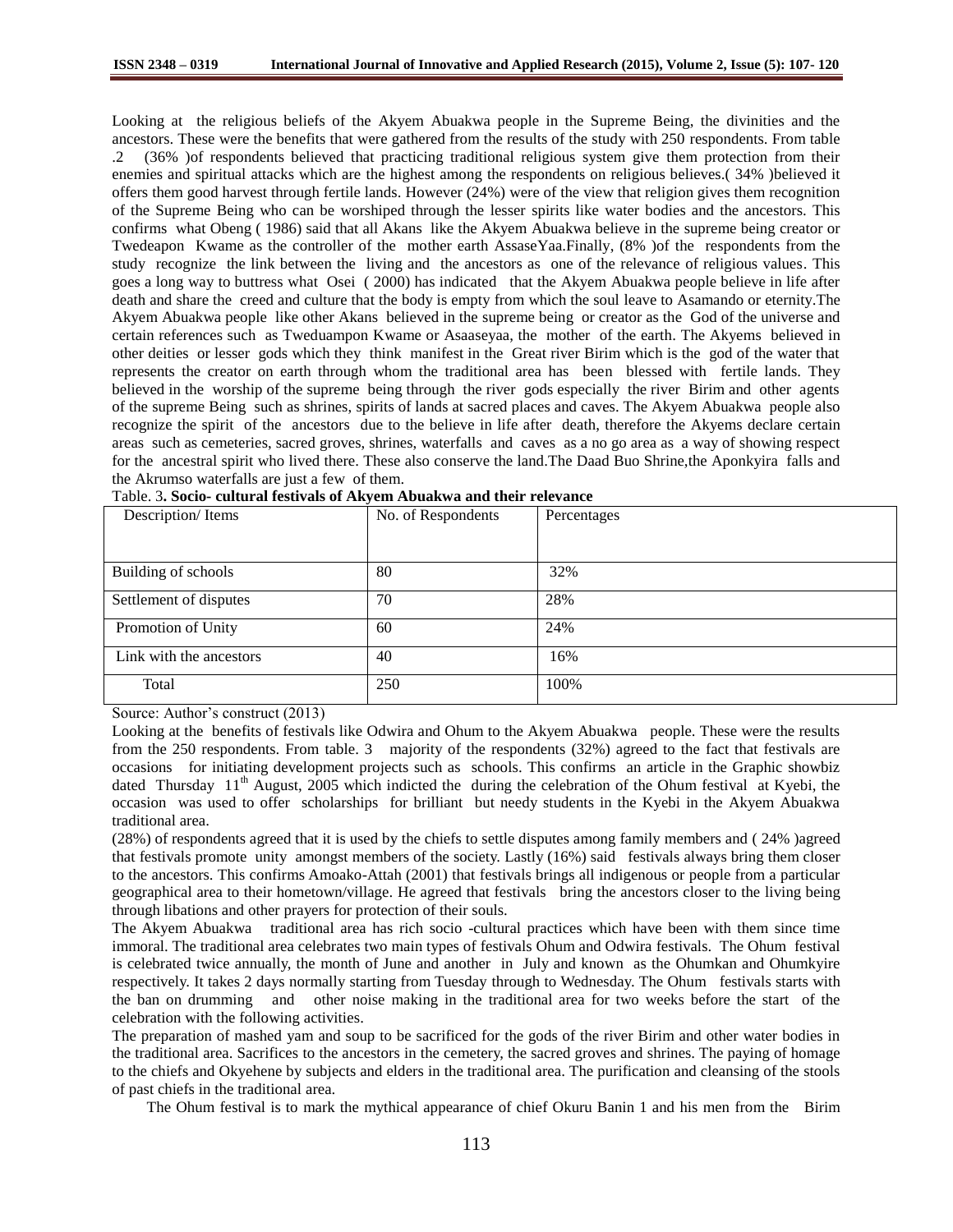Looking at the religious beliefs of the Akyem Abuakwa people in the Supreme Being, the divinities and the ancestors. These were the benefits that were gathered from the results of the study with 250 respondents. From table .2 (36% )of respondents believed that practicing traditional religious system give them protection from their enemies and spiritual attacks which are the highest among the respondents on religious believes.( 34% )believed it offers them good harvest through fertile lands. However (24%) were of the view that religion gives them recognition of the Supreme Being who can be worshiped through the lesser spirits like water bodies and the ancestors. This confirms what Obeng ( 1986) said that all Akans like the Akyem Abuakwa believe in the supreme being creator or Twedeapon Kwame as the controller of the mother earth AssaseYaa.Finally, (8% )of the respondents from the study recognize the link between the living and the ancestors as one of the relevance of religious values. This goes a long way to buttress what Osei ( 2000) has indicated that the Akyem Abuakwa people believe in life after death and share the creed and culture that the body is empty from which the soul leave to Asamando or eternity.The Akyem Abuakwa people like other Akans believed in the supreme being or creator as the God of the universe and certain references such as Tweduampon Kwame or Asaaseyaa, the mother of the earth. The Akyems believed in other deities or lesser gods which they think manifest in the Great river Birim which is the god of the water that represents the creator on earth through whom the traditional area has been blessed with fertile lands. They believed in the worship of the supreme being through the river gods especially the river Birim and other agents of the supreme Being such as shrines, spirits of lands at sacred places and caves. The Akyem Abuakwa people also recognize the spirit of the ancestors due to the believe in life after death, therefore the Akyems declare certain areas such as cemeteries, sacred groves, shrines, waterfalls and caves as a no go area as a way of showing respect for the ancestral spirit who lived there. These also conserve the land.The Daad Buo Shrine,the Aponkyira falls and the Akrumso waterfalls are just a few of them.

Table. 3**. Socio- cultural festivals of Akyem Abuakwa and their relevance**

| Description/ Items | No. of Respondents | Percentages |
|---|---|---|
| Building of schools | 80 | 32% |
| Settlement of disputes | 70 | 28% |
| Promotion of Unity | 60 | 24% |
| Link with the ancestors | 40 | 16% |
| Total | 250 | 100% |

Source: Author's construct (2013)

Looking at the benefits of festivals like Odwira and Ohum to the Akyem Abuakwa people. These were the results from the 250 respondents. From table. 3 majority of the respondents (32%) agreed to the fact that festivals are occasions for initiating development projects such as schools. This confirms an article in the Graphic showbiz dated Thursday 11th August, 2005 which indicted the during the celebration of the Ohum festival at Kyebi, the occasion was used to offer scholarships for brilliant but needy students in the Kyebi in the Akyem Abuakwa traditional area.

(28%) of respondents agreed that it is used by the chiefs to settle disputes among family members and ( 24% )agreed that festivals promote unity amongst members of the society. Lastly (16%) said festivals always bring them closer to the ancestors. This confirms Amoako-Attah (2001) that festivals brings all indigenous or people from a particular geographical area to their hometown/village. He agreed that festivals bring the ancestors closer to the living being through libations and other prayers for protection of their souls.

The Akyem Abuakwa traditional area has rich socio -cultural practices which have been with them since time immoral. The traditional area celebrates two main types of festivals Ohum and Odwira festivals. The Ohum festival is celebrated twice annually, the month of June and another in July and known as the Ohumkan and Ohumkyire respectively. It takes 2 days normally starting from Tuesday through to Wednesday. The Ohum festivals starts with the ban on drumming and other noise making in the traditional area for two weeks before the start of the celebration with the following activities.

The preparation of mashed yam and soup to be sacrificed for the gods of the river Birim and other water bodies in the traditional area. Sacrifices to the ancestors in the cemetery, the sacred groves and shrines. The paying of homage to the chiefs and Okyehene by subjects and elders in the traditional area. The purification and cleansing of the stools of past chiefs in the traditional area.

The Ohum festival is to mark the mythical appearance of chief Okuru Banin 1 and his men from the Birim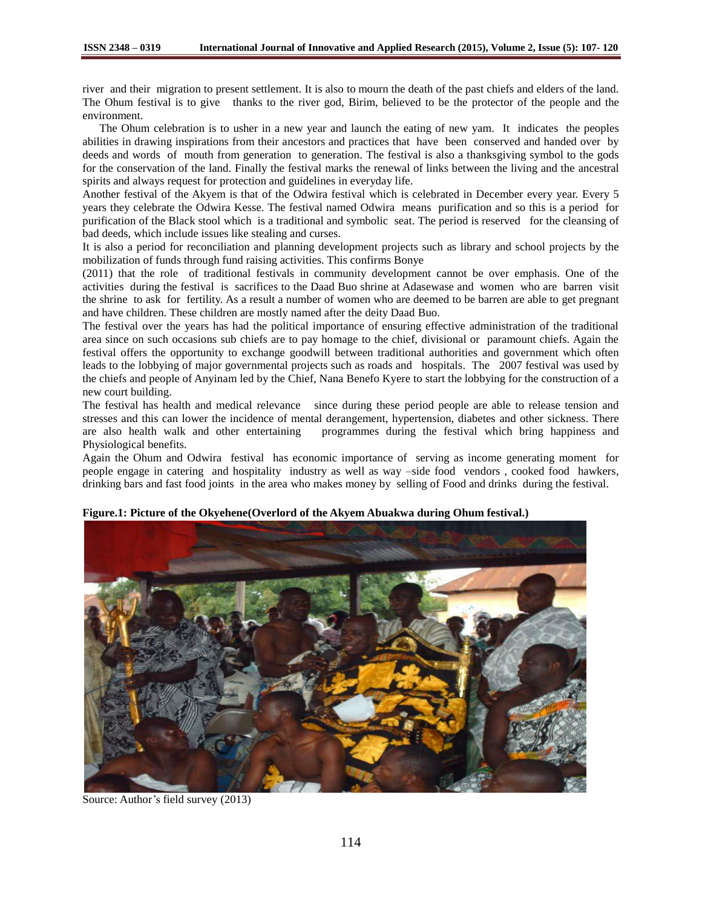river and their migration to present settlement. It is also to mourn the death of the past chiefs and elders of the land. The Ohum festival is to give thanks to the river god, Birim, believed to be the protector of the people and the environment.

The Ohum celebration is to usher in a new year and launch the eating of new yam. It indicates the peoples abilities in drawing inspirations from their ancestors and practices that have been conserved and handed over by deeds and words of mouth from generation to generation. The festival is also a thanksgiving symbol to the gods for the conservation of the land. Finally the festival marks the renewal of links between the living and the ancestral spirits and always request for protection and guidelines in everyday life.

Another festival of the Akyem is that of the Odwira festival which is celebrated in December every year. Every 5 years they celebrate the Odwira Kesse. The festival named Odwira means purification and so this is a period for purification of the Black stool which is a traditional and symbolic seat. The period is reserved for the cleansing of bad deeds, which include issues like stealing and curses.

It is also a period for reconciliation and planning development projects such as library and school projects by the mobilization of funds through fund raising activities. This confirms Bonye (2011) that the role of traditional festivals in community development cannot be over emphasis. One of the activities during the festival is sacrifices to the Daad Buo shrine at Adasewase and women who are barren visit the shrine to ask for fertility. As a result a number of women who are deemed to be barren are able to get pregnant and have children. These children are mostly named after the deity Daad Buo.

The festival over the years has had the political importance of ensuring effective administration of the traditional area since on such occasions sub chiefs are to pay homage to the chief, divisional or paramount chiefs. Again the festival offers the opportunity to exchange goodwill between traditional authorities and government which often leads to the lobbying of major governmental projects such as roads and hospitals. The 2007 festival was used by the chiefs and people of Anyinam led by the Chief, Nana Benefo Kyere to start the lobbying for the construction of a new court building.

The festival has health and medical relevance since during these period people are able to release tension and stresses and this can lower the incidence of mental derangement, hypertension, diabetes and other sickness. There are also health walk and other entertaining programmes during the festival which bring happiness and Physiological benefits.

Again the Ohum and Odwira festival has economic importance of serving as income generating moment for people engage in catering and hospitality industry as well as way –side food vendors , cooked food hawkers, drinking bars and fast food joints in the area who makes money by selling of Food and drinks during the festival.

**Figure.1: Picture of the Okyehene(Overlord of the Akyem Abuakwa during Ohum festival.)**

Source: Author's field survey (2013)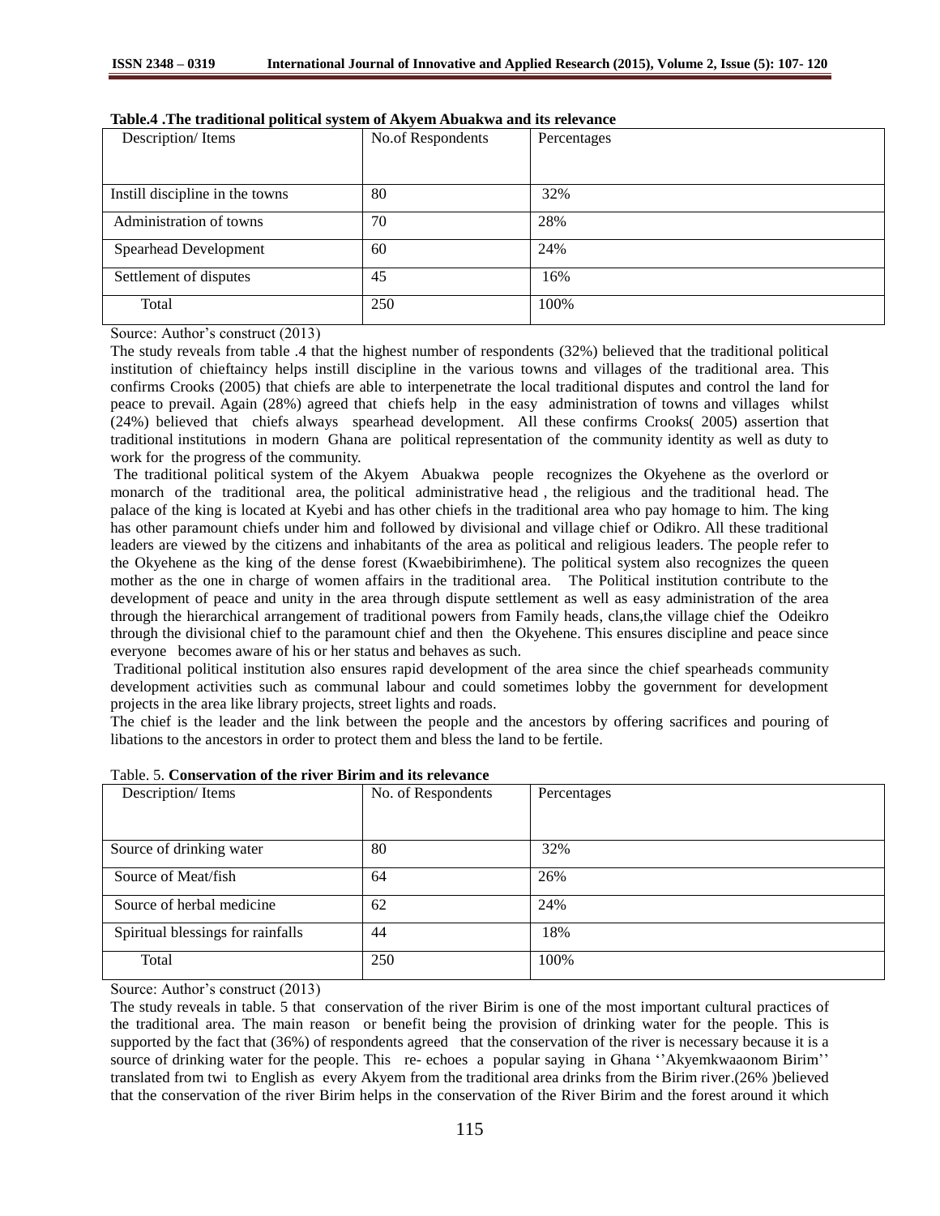**Table.4 .The traditional political system of Akyem Abuakwa and its relevance**

| Description/ Items | No.of Respondents | Percentages |
|---|---|---|
| Instill discipline in the towns | 80 | 32% |
| Administration of towns | 70 | 28% |
| Spearhead Development | 60 | 24% |
| Settlement of disputes | 45 | 16% |
| Total | 250 | 100% |

Source: Author's construct (2013)

The study reveals from table .4 that the highest number of respondents (32%) believed that the traditional political institution of chieftaincy helps instill discipline in the various towns and villages of the traditional area. This confirms Crooks (2005) that chiefs are able to interpenetrate the local traditional disputes and control the land for peace to prevail. Again (28%) agreed that chiefs help in the easy administration of towns and villages whilst (24%) believed that chiefs always spearhead development. All these confirms Crooks( 2005) assertion that traditional institutions in modern Ghana are political representation of the community identity as well as duty to work for the progress of the community.

The traditional political system of the Akyem Abuakwa people recognizes the Okyehene as the overlord or monarch of the traditional area, the political administrative head , the religious and the traditional head. The palace of the king is located at Kyebi and has other chiefs in the traditional area who pay homage to him. The king has other paramount chiefs under him and followed by divisional and village chief or Odikro. All these traditional leaders are viewed by the citizens and inhabitants of the area as political and religious leaders. The people refer to the Okyehene as the king of the dense forest (Kwaebibirimhene). The political system also recognizes the queen mother as the one in charge of women affairs in the traditional area. The Political institution contribute to the development of peace and unity in the area through dispute settlement as well as easy administration of the area through the hierarchical arrangement of traditional powers from Family heads, clans,the village chief the Odeikro through the divisional chief to the paramount chief and then the Okyehene. This ensures discipline and peace since everyone becomes aware of his or her status and behaves as such.

Traditional political institution also ensures rapid development of the area since the chief spearheads community development activities such as communal labour and could sometimes lobby the government for development projects in the area like library projects, street lights and roads.

The chief is the leader and the link between the people and the ancestors by offering sacrifices and pouring of libations to the ancestors in order to protect them and bless the land to be fertile.

Table. 5. **Conservation of the river Birim and its relevance**

| Description/ Items | No. of Respondents | Percentages |
|---|---|---|
| Source of drinking water | 80 | 32% |
| Source of Meat/fish | 64 | 26% |
| Source of herbal medicine | 62 | 24% |
| Spiritual blessings for rainfalls | 44 | 18% |
| Total | 250 | 100% |

Source: Author's construct (2013)

The study reveals in table. 5 that conservation of the river Birim is one of the most important cultural practices of the traditional area. The main reason or benefit being the provision of drinking water for the people. This is supported by the fact that (36%) of respondents agreed that the conservation of the river is necessary because it is a source of drinking water for the people. This re- echoes a popular saying in Ghana ''Akyemkwaaonom Birim'' translated from twi to English as every Akyem from the traditional area drinks from the Birim river.(26% )believed that the conservation of the river Birim helps in the conservation of the River Birim and the forest around it which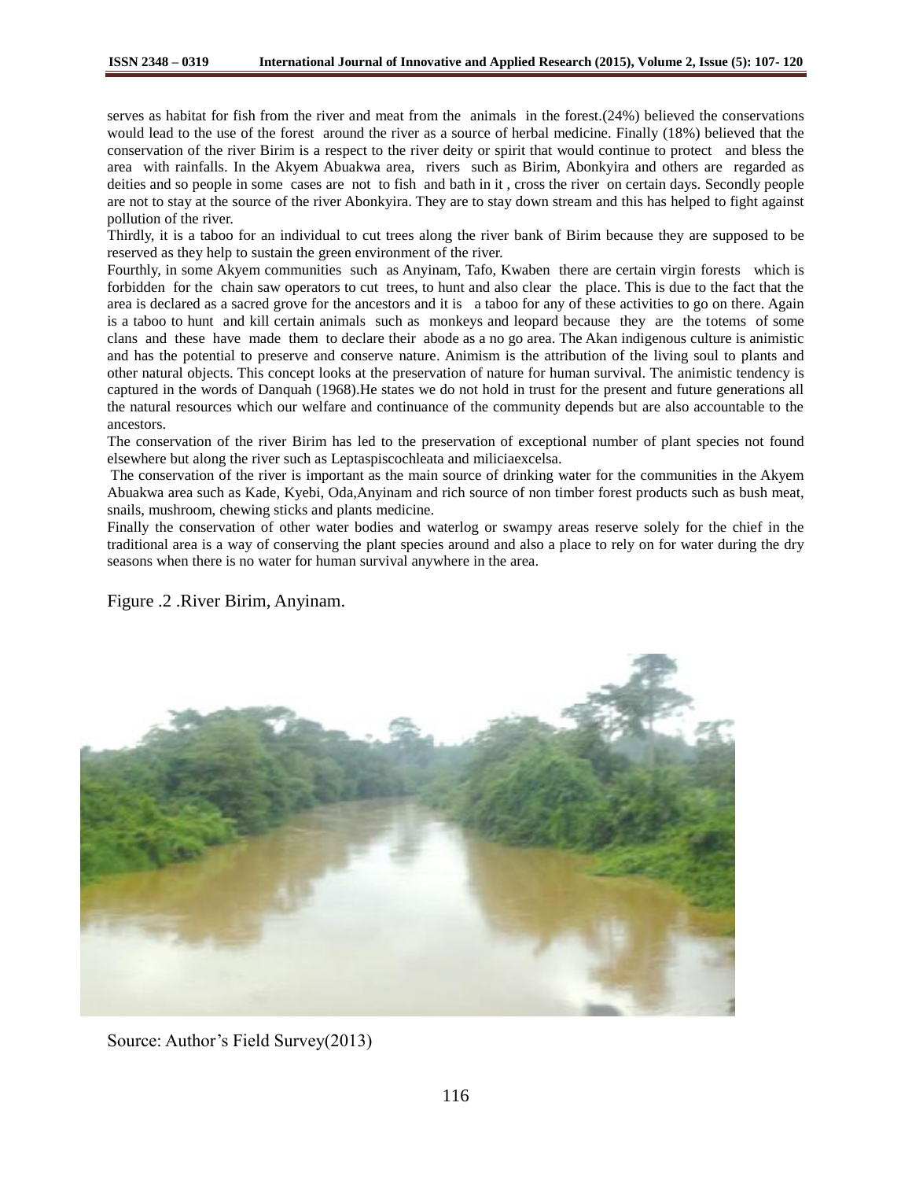serves as habitat for fish from the river and meat from the animals in the forest.(24%) believed the conservations would lead to the use of the forest around the river as a source of herbal medicine. Finally (18%) believed that the conservation of the river Birim is a respect to the river deity or spirit that would continue to protect and bless the area with rainfalls. In the Akyem Abuakwa area, rivers such as Birim, Abonkyira and others are regarded as deities and so people in some cases are not to fish and bath in it , cross the river on certain days. Secondly people are not to stay at the source of the river Abonkyira. They are to stay down stream and this has helped to fight against pollution of the river.

Thirdly, it is a taboo for an individual to cut trees along the river bank of Birim because they are supposed to be reserved as they help to sustain the green environment of the river.

Fourthly, in some Akyem communities such as Anyinam, Tafo, Kwaben there are certain virgin forests which is forbidden for the chain saw operators to cut trees, to hunt and also clear the place. This is due to the fact that the area is declared as a sacred grove for the ancestors and it is a taboo for any of these activities to go on there. Again is a taboo to hunt and kill certain animals such as monkeys and leopard because they are the totems of some clans and these have made them to declare their abode as a no go area. The Akan indigenous culture is animistic and has the potential to preserve and conserve nature. Animism is the attribution of the living soul to plants and other natural objects. This concept looks at the preservation of nature for human survival. The animistic tendency is captured in the words of Danquah (1968).He states we do not hold in trust for the present and future generations all the natural resources which our welfare and continuance of the community depends but are also accountable to the ancestors.

The conservation of the river Birim has led to the preservation of exceptional number of plant species not found elsewhere but along the river such as Leptaspiscochleata and miliciaexcelsa.

The conservation of the river is important as the main source of drinking water for the communities in the Akyem Abuakwa area such as Kade, Kyebi, Oda,Anyinam and rich source of non timber forest products such as bush meat, snails, mushroom, chewing sticks and plants medicine.

Finally the conservation of other water bodies and waterlog or swampy areas reserve solely for the chief in the traditional area is a way of conserving the plant species around and also a place to rely on for water during the dry seasons when there is no water for human survival anywhere in the area.

Figure .2 .River Birim, Anyinam.

Source: Author's Field Survey(2013)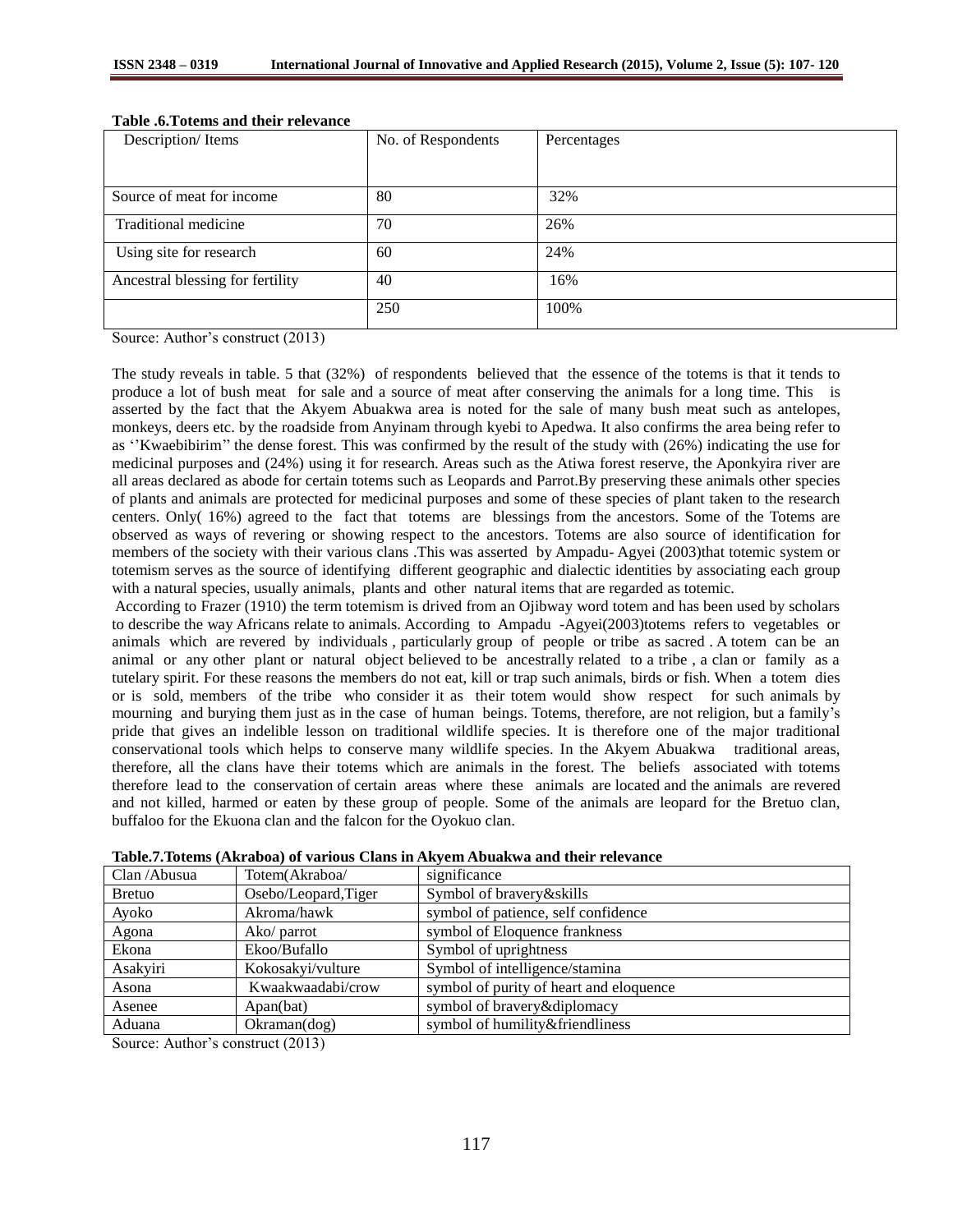**Table .6.Totems and their relevance**

| Description/ Items | No. of Respondents | Percentages |
|---|---|---|
| Source of meat for income | 80 | 32% |
| Traditional medicine | 70 | 26% |
| Using site for research | 60 | 24% |
| Ancestral blessing for fertility | 40 | 16% |
| | 250 | 100% |

Source: Author's construct (2013)

The study reveals in table. 5 that (32%) of respondents believed that the essence of the totems is that it tends to produce a lot of bush meat for sale and a source of meat after conserving the animals for a long time. This is asserted by the fact that the Akyem Abuakwa area is noted for the sale of many bush meat such as antelopes, monkeys, deers etc. by the roadside from Anyinam through kyebi to Apedwa. It also confirms the area being refer to as ''Kwaebibirim'' the dense forest. This was confirmed by the result of the study with (26%) indicating the use for medicinal purposes and (24%) using it for research. Areas such as the Atiwa forest reserve, the Aponkyira river are all areas declared as abode for certain totems such as Leopards and Parrot.By preserving these animals other species of plants and animals are protected for medicinal purposes and some of these species of plant taken to the research centers. Only( 16%) agreed to the fact that totems are blessings from the ancestors. Some of the Totems are observed as ways of revering or showing respect to the ancestors. Totems are also source of identification for members of the society with their various clans .This was asserted by Ampadu- Agyei (2003)that totemic system or totemism serves as the source of identifying different geographic and dialectic identities by associating each group with a natural species, usually animals, plants and other natural items that are regarded as totemic.

According to Frazer (1910) the term totemism is drived from an Ojibway word totem and has been used by scholars to describe the way Africans relate to animals. According to Ampadu -Agyei(2003)totems refers to vegetables or animals which are revered by individuals , particularly group of people or tribe as sacred . A totem can be an animal or any other plant or natural object believed to be ancestrally related to a tribe , a clan or family as a tutelary spirit. For these reasons the members do not eat, kill or trap such animals, birds or fish. When a totem dies or is sold, members of the tribe who consider it as their totem would show respect for such animals by mourning and burying them just as in the case of human beings. Totems, therefore, are not religion, but a family's pride that gives an indelible lesson on traditional wildlife species. It is therefore one of the major traditional conservational tools which helps to conserve many wildlife species. In the Akyem Abuakwa traditional areas, therefore, all the clans have their totems which are animals in the forest. The beliefs associated with totems therefore lead to the conservation of certain areas where these animals are located and the animals are revered and not killed, harmed or eaten by these group of people. Some of the animals are leopard for the Bretuo clan, buffaloo for the Ekuona clan and the falcon for the Oyokuo clan.

**Table.7.Totems (Akraboa) of various Clans in Akyem Abuakwa and their relevance**

| Clan /Abusua | Totem(Akraboa/ | significance |
|---|---|---|
| Bretuo | Osebo/Leopard,Tiger | Symbol of bravery&skills |
| Ayoko | Akroma/hawk | symbol of patience, self confidence |
| Agona | Ako/ parrot | symbol of Eloquence frankness |
| Ekona | Ekoo/Bufallo | Symbol of uprightness |
| Asakyiri | Kokosakyi/vulture | Symbol of intelligence/stamina |
| Asona | Kwaakwaadabi/crow | symbol of purity of heart and eloquence |
| Asenee | Apan(bat) | symbol of bravery&diplomacy |
| Aduana | Okraman(dog) | symbol of humility&friendliness |

Source: Author's construct (2013)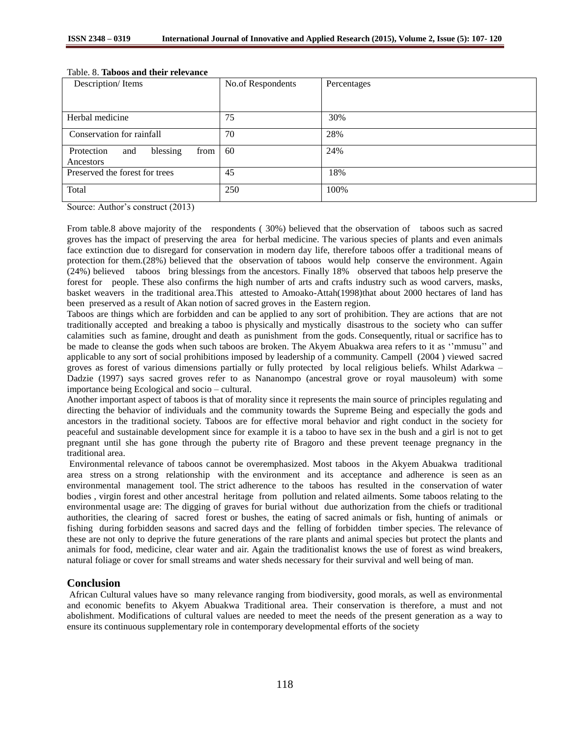Table. 8. **Taboos and their relevance**

| Description/ Items | No.of Respondents | Percentages |
|---|---|---|
| Herbal medicine | 75 | 30% |
| Conservation for rainfall | 70 | 28% |
| Protection and blessing from Ancestors | 60 | 24% |
| Preserved the forest for trees | 45 | 18% |
| Total | 250 | 100% |

Source: Author's construct (2013)

From table.8 above majority of the respondents ( 30%) believed that the observation of taboos such as sacred groves has the impact of preserving the area for herbal medicine. The various species of plants and even animals face extinction due to disregard for conservation in modern day life, therefore taboos offer a traditional means of protection for them.(28%) believed that the observation of taboos would help conserve the environment. Again (24%) believed taboos bring blessings from the ancestors. Finally 18% observed that taboos help preserve the forest for people. These also confirms the high number of arts and crafts industry such as wood carvers, masks, basket weavers in the traditional area.This attested to Amoako-Attah(1998)that about 2000 hectares of land has been preserved as a result of Akan notion of sacred groves in the Eastern region.

Taboos are things which are forbidden and can be applied to any sort of prohibition. They are actions that are not traditionally accepted and breaking a taboo is physically and mystically disastrous to the society who can suffer calamities such as famine, drought and death as punishment from the gods. Consequently, ritual or sacrifice has to be made to cleanse the gods when such taboos are broken. The Akyem Abuakwa area refers to it as ''mmusu'' and applicable to any sort of social prohibitions imposed by leadership of a community. Campell (2004 ) viewed sacred groves as forest of various dimensions partially or fully protected by local religious beliefs. Whilst Adarkwa – Dadzie (1997) says sacred groves refer to as Nananompo (ancestral grove or royal mausoleum) with some importance being Ecological and socio – cultural.

Another important aspect of taboos is that of morality since it represents the main source of principles regulating and directing the behavior of individuals and the community towards the Supreme Being and especially the gods and ancestors in the traditional society. Taboos are for effective moral behavior and right conduct in the society for peaceful and sustainable development since for example it is a taboo to have sex in the bush and a girl is not to get pregnant until she has gone through the puberty rite of Bragoro and these prevent teenage pregnancy in the traditional area.

Environmental relevance of taboos cannot be overemphasized. Most taboos in the Akyem Abuakwa traditional area stress on a strong relationship with the environment and its acceptance and adherence is seen as an environmental management tool. The strict adherence to the taboos has resulted in the conservation of water bodies , virgin forest and other ancestral heritage from pollution and related ailments. Some taboos relating to the environmental usage are: The digging of graves for burial without due authorization from the chiefs or traditional authorities, the clearing of sacred forest or bushes, the eating of sacred animals or fish, hunting of animals or fishing during forbidden seasons and sacred days and the felling of forbidden timber species. The relevance of these are not only to deprive the future generations of the rare plants and animal species but protect the plants and animals for food, medicine, clear water and air. Again the traditionalist knows the use of forest as wind breakers, natural foliage or cover for small streams and water sheds necessary for their survival and well being of man.

## Conclusion

African Cultural values have so many relevance ranging from biodiversity, good morals, as well as environmental and economic benefits to Akyem Abuakwa Traditional area. Their conservation is therefore, a must and not abolishment. Modifications of cultural values are needed to meet the needs of the present generation as a way to ensure its continuous supplementary role in contemporary developmental efforts of the society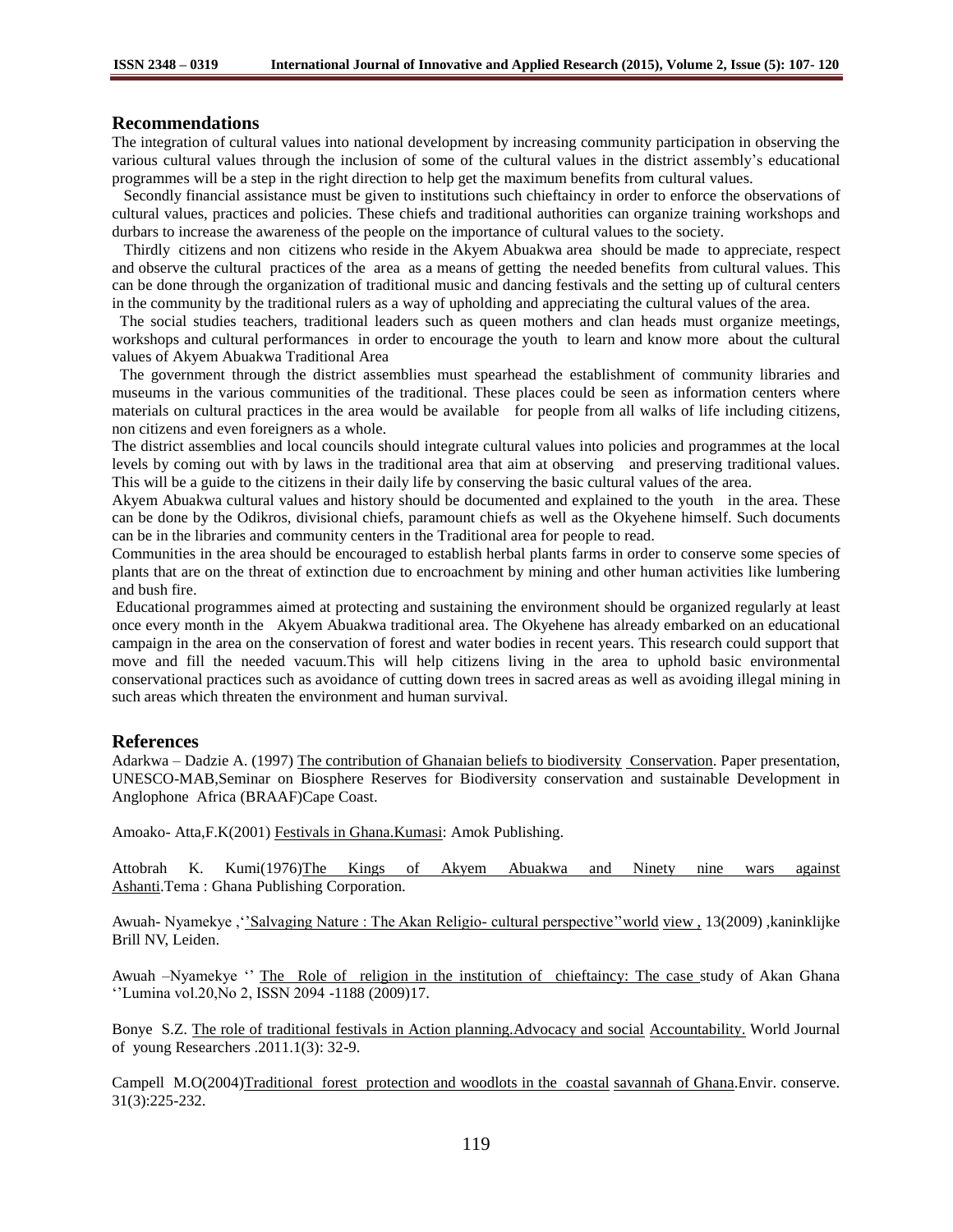## Recommendations

The integration of cultural values into national development by increasing community participation in observing the various cultural values through the inclusion of some of the cultural values in the district assembly's educational programmes will be a step in the right direction to help get the maximum benefits from cultural values.

Secondly financial assistance must be given to institutions such chieftaincy in order to enforce the observations of cultural values, practices and policies. These chiefs and traditional authorities can organize training workshops and durbars to increase the awareness of the people on the importance of cultural values to the society.

Thirdly citizens and non citizens who reside in the Akyem Abuakwa area should be made to appreciate, respect and observe the cultural practices of the area as a means of getting the needed benefits from cultural values. This can be done through the organization of traditional music and dancing festivals and the setting up of cultural centers in the community by the traditional rulers as a way of upholding and appreciating the cultural values of the area.

The social studies teachers, traditional leaders such as queen mothers and clan heads must organize meetings, workshops and cultural performances in order to encourage the youth to learn and know more about the cultural values of Akyem Abuakwa Traditional Area

The government through the district assemblies must spearhead the establishment of community libraries and museums in the various communities of the traditional. These places could be seen as information centers where materials on cultural practices in the area would be available for people from all walks of life including citizens, non citizens and even foreigners as a whole.

The district assemblies and local councils should integrate cultural values into policies and programmes at the local levels by coming out with by laws in the traditional area that aim at observing and preserving traditional values. This will be a guide to the citizens in their daily life by conserving the basic cultural values of the area.

Akyem Abuakwa cultural values and history should be documented and explained to the youth in the area. These can be done by the Odikros, divisional chiefs, paramount chiefs as well as the Okyehene himself. Such documents can be in the libraries and community centers in the Traditional area for people to read.

Communities in the area should be encouraged to establish herbal plants farms in order to conserve some species of plants that are on the threat of extinction due to encroachment by mining and other human activities like lumbering and bush fire.

Educational programmes aimed at protecting and sustaining the environment should be organized regularly at least once every month in the Akyem Abuakwa traditional area. The Okyehene has already embarked on an educational campaign in the area on the conservation of forest and water bodies in recent years. This research could support that move and fill the needed vacuum.This will help citizens living in the area to uphold basic environmental conservational practices such as avoidance of cutting down trees in sacred areas as well as avoiding illegal mining in such areas which threaten the environment and human survival.

## References

Adarkwa – Dadzie A. (1997) The contribution of Ghanaian beliefs to biodiversity Conservation. Paper presentation, UNESCO-MAB,Seminar on Biosphere Reserves for Biodiversity conservation and sustainable Development in Anglophone Africa (BRAAF)Cape Coast.

Amoako- Atta,F.K(2001) Festivals in Ghana.Kumasi: Amok Publishing.

Attobrah K. Kumi(1976)The Kings of Akyem Abuakwa and Ninety nine wars against Ashanti.Tema : Ghana Publishing Corporation.

Awuah- Nyamekye ,''Salvaging Nature : The Akan Religio- cultural perspective''world view , 13(2009) ,kaninklijke Brill NV, Leiden.

Awuah –Nyamekye '' The Role of religion in the institution of chieftaincy: The case study of Akan Ghana ''Lumina vol.20,No 2, ISSN 2094 -1188 (2009)17.

Bonye S.Z. The role of traditional festivals in Action planning.Advocacy and social Accountability. World Journal of young Researchers .2011.1(3): 32-9.

Campell M.O(2004)Traditional forest protection and woodlots in the coastal savannah of Ghana.Envir. conserve. 31(3):225-232.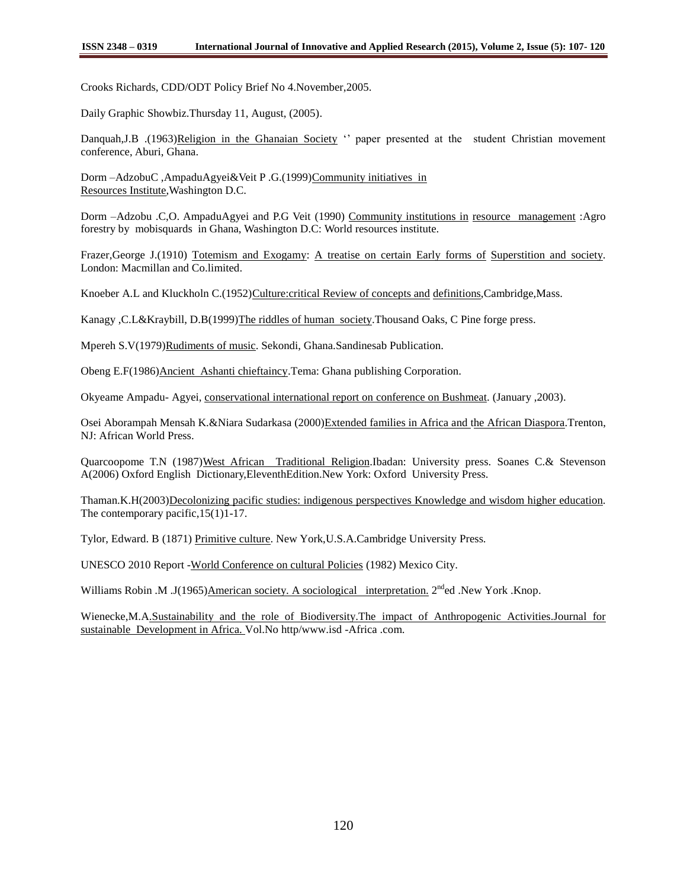Crooks Richards, CDD/ODT Policy Brief No 4.November,2005.

Daily Graphic Showbiz.Thursday 11, August, (2005).

Danquah,J.B .(1963)Religion in the Ghanaian Society '' paper presented at the student Christian movement conference, Aburi, Ghana.

Dorm –AdzobuC ,AmpaduAgyei&Veit P .G.(1999)Community initiatives in Resources Institute,Washington D.C.

Dorm –Adzobu .C,O. AmpaduAgyei and P.G Veit (1990) Community institutions in resource management :Agro forestry by mobisquards in Ghana, Washington D.C: World resources institute.

Frazer,George J.(1910) Totemism and Exogamy: A treatise on certain Early forms of Superstition and society. London: Macmillan and Co.limited.

Knoeber A.L and Kluckholn C.(1952)Culture:critical Review of concepts and definitions,Cambridge,Mass.

Kanagy ,C.L&Kraybill, D.B(1999)The riddles of human society.Thousand Oaks, C Pine forge press.

Mpereh S.V(1979)Rudiments of music. Sekondi, Ghana.Sandinesab Publication.

Obeng E.F(1986)Ancient Ashanti chieftaincy.Tema: Ghana publishing Corporation.

Okyeame Ampadu- Agyei, conservational international report on conference on Bushmeat. (January ,2003).

Osei Aborampah Mensah K.&Niara Sudarkasa (2000)Extended families in Africa and the African Diaspora.Trenton, NJ: African World Press.

Quarcoopome T.N (1987)West African Traditional Religion.Ibadan: University press. Soanes C.& Stevenson A(2006) Oxford English Dictionary,EleventhEdition.New York: Oxford University Press.

Thaman.K.H(2003)Decolonizing pacific studies: indigenous perspectives Knowledge and wisdom higher education. The contemporary pacific,15(1)1-17.

Tylor, Edward. B (1871) Primitive culture. New York,U.S.A.Cambridge University Press.

UNESCO 2010 Report -World Conference on cultural Policies (1982) Mexico City.

Williams Robin .M .J(1965)American society. A sociological interpretation. 2nd ed .New York .Knop.

Wienecke,M.A.Sustainability and the role of Biodiversity.The impact of Anthropogenic Activities.Journal for sustainable Development in Africa. Vol.No http/www.isd -Africa .com.